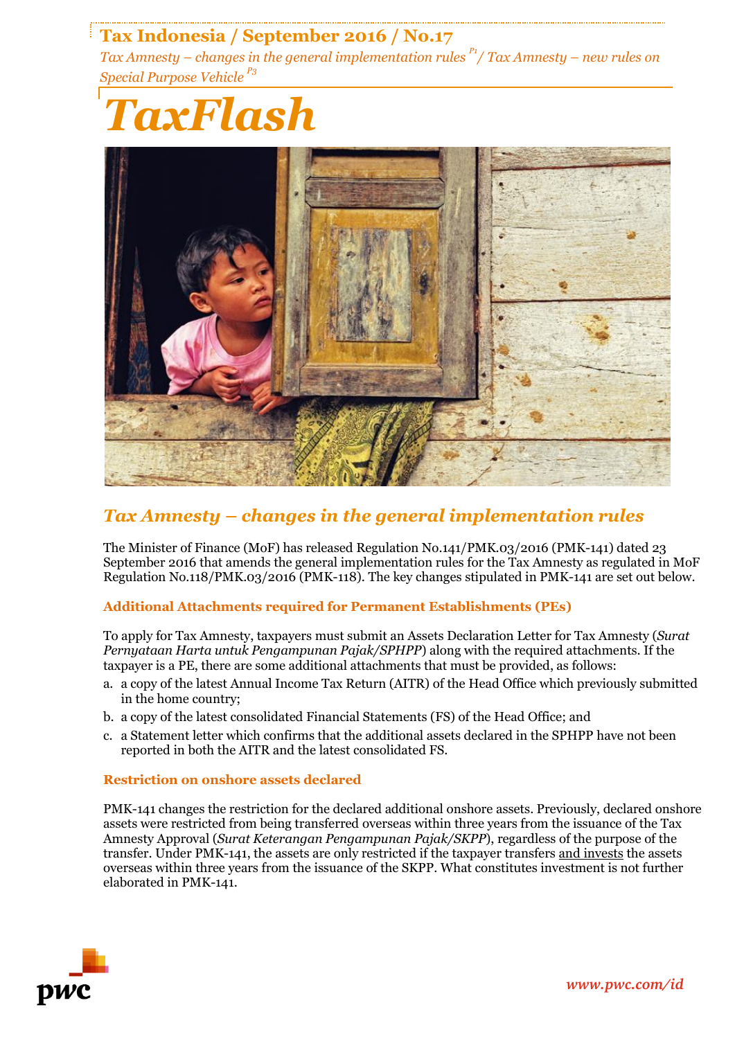# Tax Indonesia / September 2016 / No.17

*Tax Amnesty – changes in the general implementation rules* [P1] */ Tax Amnesty – new rules on Special Purpose Vehicle* [P3]

# *TaxFlash*

## *Tax Amnesty – changes in the general implementation rules*

The Minister of Finance (MoF) has released Regulation No.141/PMK.03/2016 (PMK-141) dated 23 September 2016 that amends the general implementation rules for the Tax Amnesty as regulated in MoF Regulation No.118/PMK.03/2016 (PMK-118). The key changes stipulated in PMK-141 are set out below.

### Additional Attachments required for Permanent Establishments (PEs)

To apply for Tax Amnesty, taxpayers must submit an Assets Declaration Letter for Tax Amnesty (*Surat Pernyataan Harta untuk Pengampunan Pajak/SPHPP*) along with the required attachments. If the taxpayer is a PE, there are some additional attachments that must be provided, as follows:

a. a copy of the latest Annual Income Tax Return (AITR) of the Head Office which previously submitted in the home country;
b. a copy of the latest consolidated Financial Statements (FS) of the Head Office; and
c. a Statement letter which confirms that the additional assets declared in the SPHPP have not been reported in both the AITR and the latest consolidated FS.

### Restriction on onshore assets declared

PMK-141 changes the restriction for the declared additional onshore assets. Previously, declared onshore assets were restricted from being transferred overseas within three years from the issuance of the Tax Amnesty Approval (*Surat Keterangan Pengampunan Pajak/SKPP*), regardless of the purpose of the transfer. Under PMK-141, the assets are only restricted if the taxpayer transfers and invests the assets overseas within three years from the issuance of the SKPP. What constitutes investment is not further elaborated in PMK-141.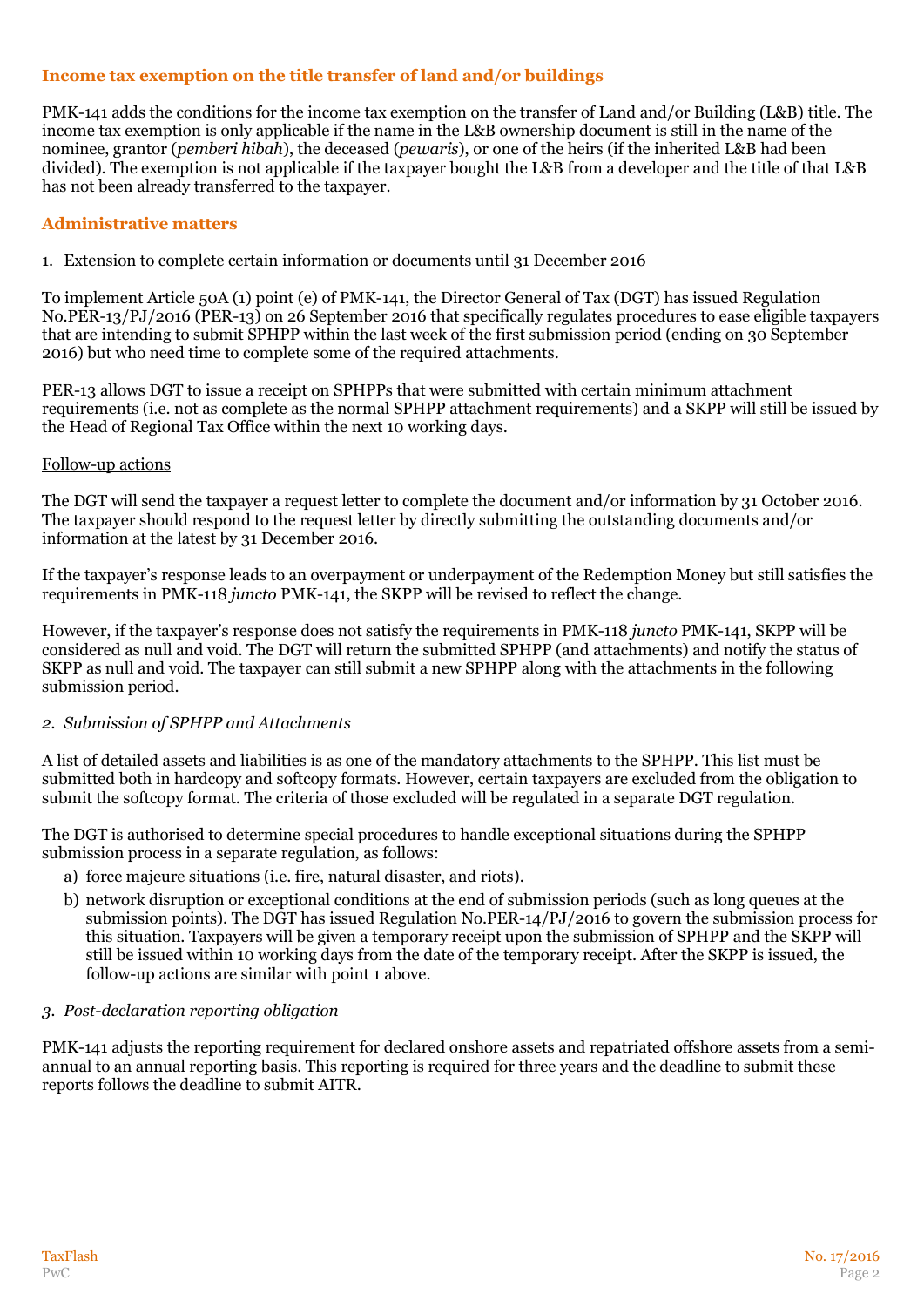## Income tax exemption on the title transfer of land and/or buildings

PMK-141 adds the conditions for the income tax exemption on the transfer of Land and/or Building (L&B) title. The income tax exemption is only applicable if the name in the L&B ownership document is still in the name of the nominee, grantor (*pemberi hibah*), the deceased (*pewaris*), or one of the heirs (if the inherited L&B had been divided). The exemption is not applicable if the taxpayer bought the L&B from a developer and the title of that L&B has not been already transferred to the taxpayer.

## Administrative matters

1. Extension to complete certain information or documents until 31 December 2016

To implement Article 50A (1) point (e) of PMK-141, the Director General of Tax (DGT) has issued Regulation No.PER-13/PJ/2016 (PER-13) on 26 September 2016 that specifically regulates procedures to ease eligible taxpayers that are intending to submit SPHPP within the last week of the first submission period (ending on 30 September 2016) but who need time to complete some of the required attachments.

PER-13 allows DGT to issue a receipt on SPHPPs that were submitted with certain minimum attachment requirements (i.e. not as complete as the normal SPHPP attachment requirements) and a SKPP will still be issued by the Head of Regional Tax Office within the next 10 working days.

Follow-up actions

The DGT will send the taxpayer a request letter to complete the document and/or information by 31 October 2016. The taxpayer should respond to the request letter by directly submitting the outstanding documents and/or information at the latest by 31 December 2016.

If the taxpayer's response leads to an overpayment or underpayment of the Redemption Money but still satisfies the requirements in PMK-118 *juncto* PMK-141, the SKPP will be revised to reflect the change.

However, if the taxpayer's response does not satisfy the requirements in PMK-118 *juncto* PMK-141, SKPP will be considered as null and void. The DGT will return the submitted SPHPP (and attachments) and notify the status of SKPP as null and void. The taxpayer can still submit a new SPHPP along with the attachments in the following submission period.

*2. Submission of SPHPP and Attachments*

A list of detailed assets and liabilities is as one of the mandatory attachments to the SPHPP. This list must be submitted both in hardcopy and softcopy formats. However, certain taxpayers are excluded from the obligation to submit the softcopy format. The criteria of those excluded will be regulated in a separate DGT regulation.

The DGT is authorised to determine special procedures to handle exceptional situations during the SPHPP submission process in a separate regulation, as follows:

a) force majeure situations (i.e. fire, natural disaster, and riots).
b) network disruption or exceptional conditions at the end of submission periods (such as long queues at the submission points). The DGT has issued Regulation No.PER-14/PJ/2016 to govern the submission process for this situation. Taxpayers will be given a temporary receipt upon the submission of SPHPP and the SKPP will still be issued within 10 working days from the date of the temporary receipt. After the SKPP is issued, the follow-up actions are similar with point 1 above.

*3. Post-declaration reporting obligation*

PMK-141 adjusts the reporting requirement for declared onshore assets and repatriated offshore assets from a semi-annual to an annual reporting basis. This reporting is required for three years and the deadline to submit these reports follows the deadline to submit AITR.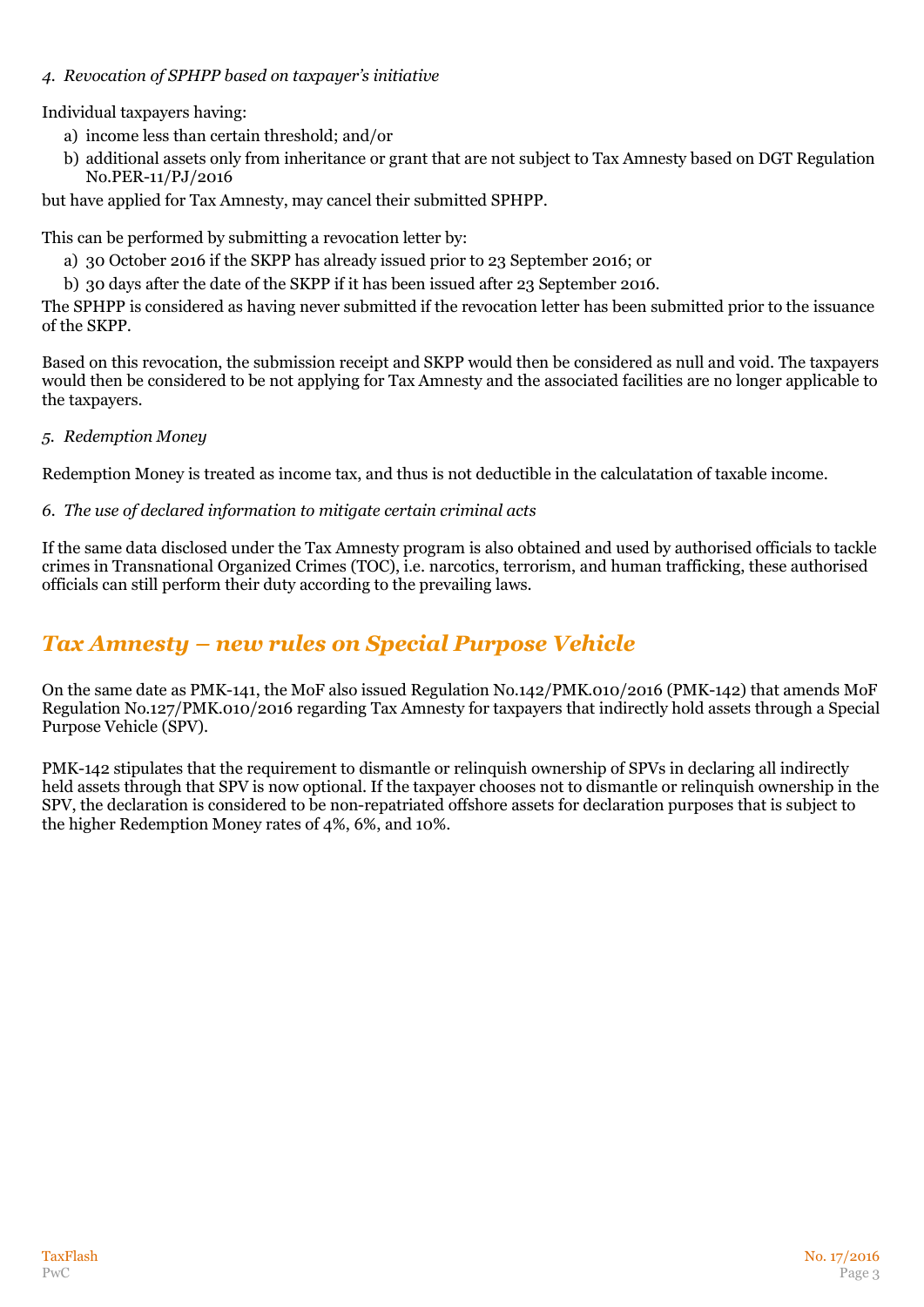*4. Revocation of SPHPP based on taxpayer's initiative*

Individual taxpayers having:

a) income less than certain threshold; and/or
b) additional assets only from inheritance or grant that are not subject to Tax Amnesty based on DGT Regulation No.PER-11/PJ/2016

but have applied for Tax Amnesty, may cancel their submitted SPHPP.

This can be performed by submitting a revocation letter by:

a) 30 October 2016 if the SKPP has already issued prior to 23 September 2016; or
b) 30 days after the date of the SKPP if it has been issued after 23 September 2016.

The SPHPP is considered as having never submitted if the revocation letter has been submitted prior to the issuance of the SKPP.

Based on this revocation, the submission receipt and SKPP would then be considered as null and void. The taxpayers would then be considered to be not applying for Tax Amnesty and the associated facilities are no longer applicable to the taxpayers.

*5. Redemption Money*

Redemption Money is treated as income tax, and thus is not deductible in the calculatation of taxable income.

*6. The use of declared information to mitigate certain criminal acts*

If the same data disclosed under the Tax Amnesty program is also obtained and used by authorised officials to tackle crimes in Transnational Organized Crimes (TOC), i.e. narcotics, terrorism, and human trafficking, these authorised officials can still perform their duty according to the prevailing laws.

## *Tax Amnesty – new rules on Special Purpose Vehicle*

On the same date as PMK-141, the MoF also issued Regulation No.142/PMK.010/2016 (PMK-142) that amends MoF Regulation No.127/PMK.010/2016 regarding Tax Amnesty for taxpayers that indirectly hold assets through a Special Purpose Vehicle (SPV).

PMK-142 stipulates that the requirement to dismantle or relinquish ownership of SPVs in declaring all indirectly held assets through that SPV is now optional. If the taxpayer chooses not to dismantle or relinquish ownership in the SPV, the declaration is considered to be non-repatriated offshore assets for declaration purposes that is subject to the higher Redemption Money rates of 4%, 6%, and 10%.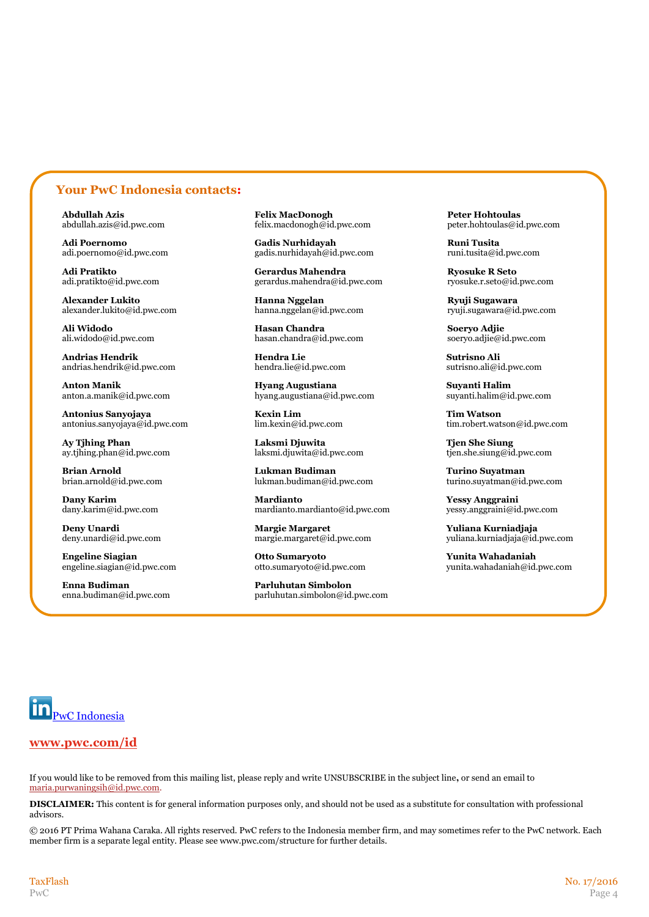## Your PwC Indonesia contacts:

**Abdullah Azis**
abdullah.azis@id.pwc.com

**Adi Poernomo**
adi.poernomo@id.pwc.com

**Adi Pratikto**
adi.pratikto@id.pwc.com

**Alexander Lukito**
alexander.lukito@id.pwc.com

**Ali Widodo**
ali.widodo@id.pwc.com

**Andrias Hendrik**
andrias.hendrik@id.pwc.com

**Anton Manik**
anton.a.manik@id.pwc.com

**Antonius Sanyojaya**
antonius.sanyojaya@id.pwc.com

**Ay Tjhing Phan**
ay.tjhing.phan@id.pwc.com

**Brian Arnold**
brian.arnold@id.pwc.com

**Dany Karim**
dany.karim@id.pwc.com

**Deny Unardi**
deny.unardi@id.pwc.com

**Engeline Siagian**
engeline.siagian@id.pwc.com

**Enna Budiman**
enna.budiman@id.pwc.com

**Felix MacDonogh**
felix.macdonogh@id.pwc.com

**Gadis Nurhidayah**
gadis.nurhidayah@id.pwc.com

**Gerardus Mahendra**
gerardus.mahendra@id.pwc.com

**Hanna Nggelan**
hanna.nggelan@id.pwc.com

**Hasan Chandra**
hasan.chandra@id.pwc.com

**Hendra Lie**
hendra.lie@id.pwc.com

**Hyang Augustiana**
hyang.augustiana@id.pwc.com

**Kexin Lim**
lim.kexin@id.pwc.com

**Laksmi Djuwita**
laksmi.djuwita@id.pwc.com

**Lukman Budiman**
lukman.budiman@id.pwc.com

**Mardianto**
mardianto.mardianto@id.pwc.com

**Margie Margaret**
margie.margaret@id.pwc.com

**Otto Sumaryoto**
otto.sumaryoto@id.pwc.com

**Parluhutan Simbolon**
parluhutan.simbolon@id.pwc.com

**Peter Hohtoulas**
peter.hohtoulas@id.pwc.com

**Runi Tusita**
runi.tusita@id.pwc.com

**Ryosuke R Seto**
ryosuke.r.seto@id.pwc.com

**Ryuji Sugawara**
ryuji.sugawara@id.pwc.com

**Soeryo Adjie**
soeryo.adjie@id.pwc.com

**Sutrisno Ali**
sutrisno.ali@id.pwc.com

**Suyanti Halim**
suyanti.halim@id.pwc.com

**Tim Watson**
tim.robert.watson@id.pwc.com

**Tjen She Siung**
tjen.she.siung@id.pwc.com

**Turino Suyatman**
turino.suyatman@id.pwc.com

**Yessy Anggraini**
yessy.anggraini@id.pwc.com

**Yuliana Kurniadjaja**
yuliana.kurniadjaja@id.pwc.com

**Yunita Wahadaniah**
yunita.wahadaniah@id.pwc.com

PwC Indonesia

**www.pwc.com/id**

If you would like to be removed from this mailing list, please reply and write UNSUBSCRIBE in the subject line, or send an email to maria.purwaningsih@id.pwc.com.

**DISCLAIMER:** This content is for general information purposes only, and should not be used as a substitute for consultation with professional advisors.

© 2016 PT Prima Wahana Caraka. All rights reserved. PwC refers to the Indonesia member firm, and may sometimes refer to the PwC network. Each member firm is a separate legal entity. Please see www.pwc.com/structure for further details.